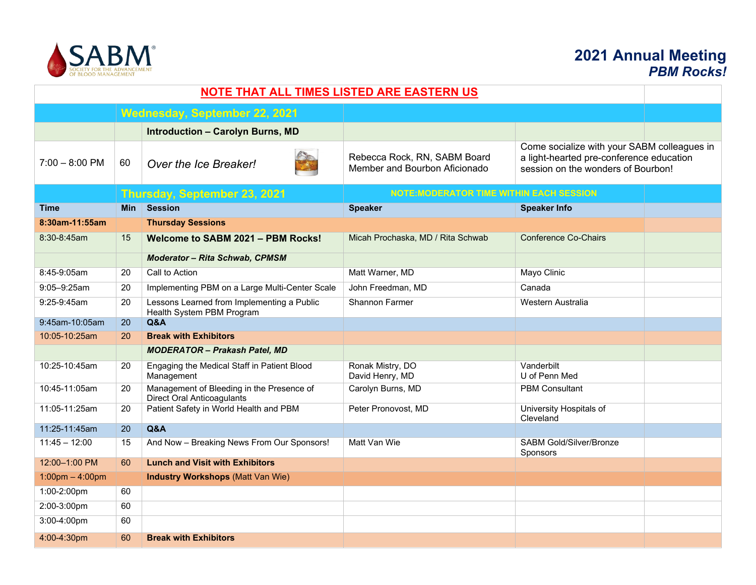SABM Society for the Advancement of Blood Management

# 2021 Annual Meeting
## *PBM Rocks!*

**NOTE THAT ALL TIMES LISTED ARE EASTERN US**

| | | | | | |
|---|---|---|---|---|---|
| | **Wednesday, September 22, 2021** | | | | |
| | | **Introduction – Carolyn Burns, MD** | | | |
| 7:00 – 8:00 PM | 60 | *Over the Ice Breaker!* | Rebecca Rock, RN, SABM Board Member and Bourbon Aficionado | Come socialize with your SABM colleagues in a light-hearted pre-conference education session on the wonders of Bourbon! | |
| | **Thursday, September 23, 2021** | | **NOTE:MODERATOR TIME WITHIN EACH SESSION** | | |
| **Time** | **Min** | **Session** | **Speaker** | **Speaker Info** | |
| **8:30am-11:55am** | | **Thursday Sessions** | | | |
| 8:30-8:45am | 15 | **Welcome to SABM 2021 – PBM Rocks!** | Micah Prochaska, MD / Rita Schwab | Conference Co-Chairs | |
| | | ***Moderator – Rita Schwab, CPMSM*** | | | |
| 8:45-9:05am | 20 | Call to Action | Matt Warner, MD | Mayo Clinic | |
| 9:05–9:25am | 20 | Implementing PBM on a Large Multi-Center Scale | John Freedman, MD | Canada | |
| 9:25-9:45am | 20 | Lessons Learned from Implementing a Public Health System PBM Program | Shannon Farmer | Western Australia | |
| 9:45am-10:05am | 20 | **Q&A** | | | |
| 10:05-10:25am | 20 | **Break with Exhibitors** | | | |
| | | ***MODERATOR – Prakash Patel, MD*** | | | |
| 10:25-10:45am | 20 | Engaging the Medical Staff in Patient Blood Management | Ronak Mistry, DO<br>David Henry, MD | Vanderbilt<br>U of Penn Med | |
| 10:45-11:05am | 20 | Management of Bleeding in the Presence of Direct Oral Anticoagulants | Carolyn Burns, MD | PBM Consultant | |
| 11:05-11:25am | 20 | Patient Safety in World Health and PBM | Peter Pronovost, MD | University Hospitals of Cleveland | |
| 11:25-11:45am | 20 | **Q&A** | | | |
| 11:45 – 12:00 | 15 | And Now – Breaking News From Our Sponsors! | Matt Van Wie | SABM Gold/Silver/Bronze Sponsors | |
| 12:00–1:00 PM | 60 | **Lunch and Visit with Exhibitors** | | | |
| 1:00pm – 4:00pm | | **Industry Workshops** (Matt Van Wie) | | | |
| 1:00-2:00pm | 60 | | | | |
| 2:00-3:00pm | 60 | | | | |
| 3:00-4:00pm | 60 | | | | |
| 4:00-4:30pm | 60 | **Break with Exhibitors** | | | |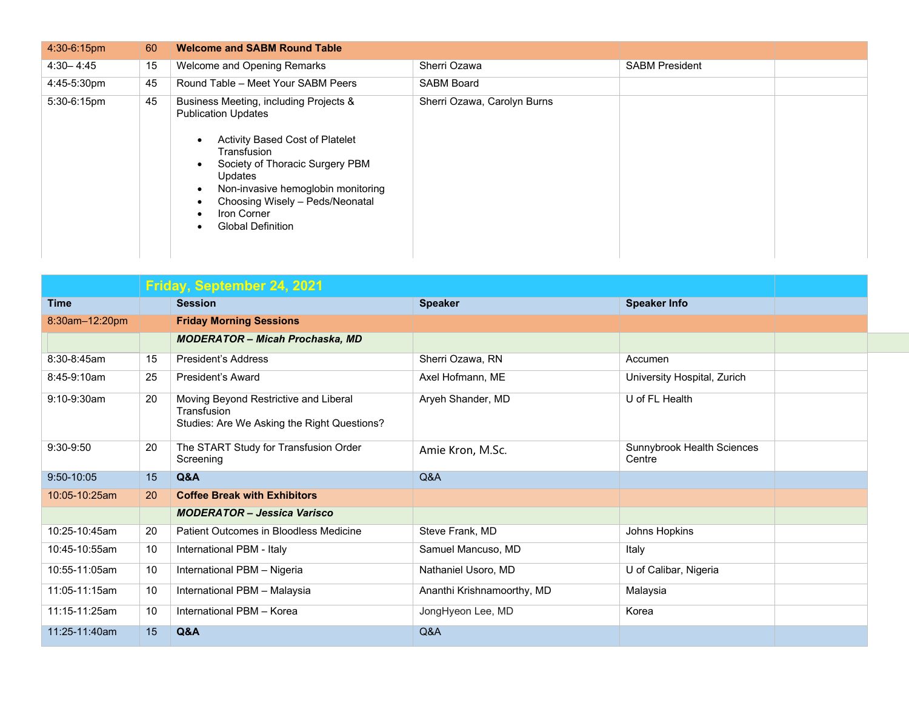| | | | | | |
|---|---|---|---|---|---|
| 4:30-6:15pm | 60 | **Welcome and SABM Round Table** | | | |
| 4:30– 4:45 | 15 | Welcome and Opening Remarks | Sherri Ozawa | SABM President | |
| 4:45-5:30pm | 45 | Round Table – Meet Your SABM Peers | SABM Board | | |
| 5:30-6:15pm | 45 | Business Meeting, including Projects & Publication Updates<br><br>• Activity Based Cost of Platelet Transfusion<br>• Society of Thoracic Surgery PBM Updates<br>• Non-invasive hemoglobin monitoring<br>• Choosing Wisely – Peds/Neonatal<br>• Iron Corner<br>• Global Definition | Sherri Ozawa, Carolyn Burns | | |

| | | **Friday, September 24, 2021** | | | |
|---|---|---|---|---|---|
| **Time** | | **Session** | **Speaker** | **Speaker Info** | |
| 8:30am–12:20pm | | **Friday Morning Sessions** | | | |
| | | ***MODERATOR – Micah Prochaska, MD*** | | | |
| 8:30-8:45am | 15 | President's Address | Sherri Ozawa, RN | Accumen | |
| 8:45-9:10am | 25 | President's Award | Axel Hofmann, ME | University Hospital, Zurich | |
| 9:10-9:30am | 20 | Moving Beyond Restrictive and Liberal Transfusion<br>Studies: Are We Asking the Right Questions? | Aryeh Shander, MD | U of FL Health | |
| 9:30-9:50 | 20 | The START Study for Transfusion Order Screening | Amie Kron, M.Sc. | Sunnybrook Health Sciences Centre | |
| 9:50-10:05 | 15 | **Q&A** | Q&A | | |
| 10:05-10:25am | 20 | **Coffee Break with Exhibitors** | | | |
| | | ***MODERATOR – Jessica Varisco*** | | | |
| 10:25-10:45am | 20 | Patient Outcomes in Bloodless Medicine | Steve Frank, MD | Johns Hopkins | |
| 10:45-10:55am | 10 | International PBM - Italy | Samuel Mancuso, MD | Italy | |
| 10:55-11:05am | 10 | International PBM – Nigeria | Nathaniel Usoro, MD | U of Calibar, Nigeria | |
| 11:05-11:15am | 10 | International PBM – Malaysia | Ananthi Krishnamoorthy, MD | Malaysia | |
| 11:15-11:25am | 10 | International PBM – Korea | JongHyeon Lee, MD | Korea | |
| 11:25-11:40am | 15 | **Q&A** | Q&A | | |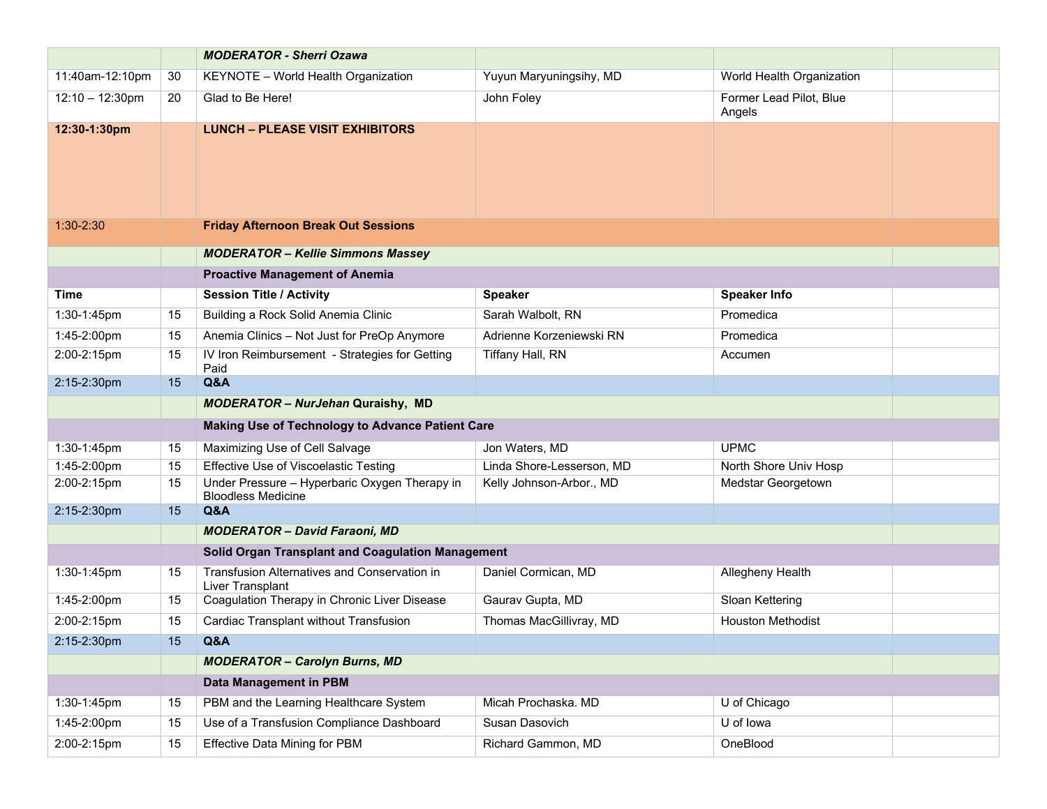| | | | | | |
|---|---|---|---|---|---|
| | | ***MODERATOR - Sherri Ozawa*** | | | |
| 11:40am-12:10pm | 30 | KEYNOTE – World Health Organization | Yuyun Maryuningsihy, MD | World Health Organization | |
| 12:10 – 12:30pm | 20 | Glad to Be Here! | John Foley | Former Lead Pilot, Blue Angels | |
| **12:30-1:30pm** | | **LUNCH – PLEASE VISIT EXHIBITORS** | | | |
| 1:30-2:30 | | **Friday Afternoon Break Out Sessions** | | | |
| | | ***MODERATOR – Kellie Simmons Massey*** | | | |
| | | **Proactive Management of Anemia** | | | |
| **Time** | | **Session Title / Activity** | **Speaker** | **Speaker Info** | |
| 1:30-1:45pm | 15 | Building a Rock Solid Anemia Clinic | Sarah Walbolt, RN | Promedica | |
| 1:45-2:00pm | 15 | Anemia Clinics – Not Just for PreOp Anymore | Adrienne Korzeniewski RN | Promedica | |
| 2:00-2:15pm | 15 | IV Iron Reimbursement - Strategies for Getting Paid | Tiffany Hall, RN | Accumen | |
| 2:15-2:30pm | 15 | **Q&A** | | | |
| | | ***MODERATOR – NurJehan* Quraishy, MD** | | | |
| | | **Making Use of Technology to Advance Patient Care** | | | |
| 1:30-1:45pm | 15 | Maximizing Use of Cell Salvage | Jon Waters, MD | UPMC | |
| 1:45-2:00pm | 15 | Effective Use of Viscoelastic Testing | Linda Shore-Lesserson, MD | North Shore Univ Hosp | |
| 2:00-2:15pm | 15 | Under Pressure – Hyperbaric Oxygen Therapy in Bloodless Medicine | Kelly Johnson-Arbor., MD | Medstar Georgetown | |
| 2:15-2:30pm | 15 | **Q&A** | | | |
| | | ***MODERATOR – David Faraoni, MD*** | | | |
| | | **Solid Organ Transplant and Coagulation Management** | | | |
| 1:30-1:45pm | 15 | Transfusion Alternatives and Conservation in Liver Transplant | Daniel Cormican, MD | Allegheny Health | |
| 1:45-2:00pm | 15 | Coagulation Therapy in Chronic Liver Disease | Gaurav Gupta, MD | Sloan Kettering | |
| 2:00-2:15pm | 15 | Cardiac Transplant without Transfusion | Thomas MacGillivray, MD | Houston Methodist | |
| 2:15-2:30pm | 15 | **Q&A** | | | |
| | | ***MODERATOR – Carolyn Burns, MD*** | | | |
| | | **Data Management in PBM** | | | |
| 1:30-1:45pm | 15 | PBM and the Learning Healthcare System | Micah Prochaska. MD | U of Chicago | |
| 1:45-2:00pm | 15 | Use of a Transfusion Compliance Dashboard | Susan Dasovich | U of Iowa | |
| 2:00-2:15pm | 15 | Effective Data Mining for PBM | Richard Gammon, MD | OneBlood | |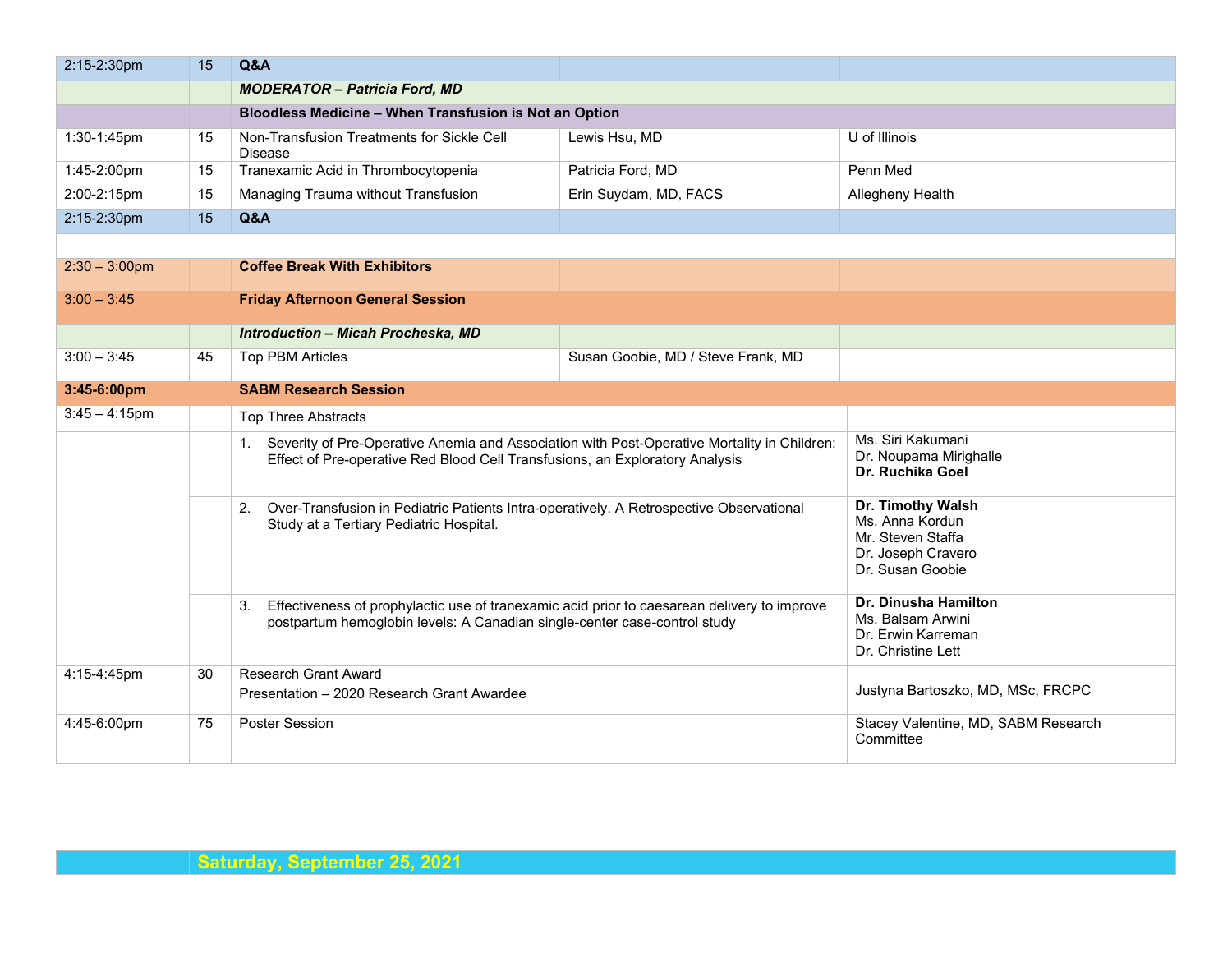| | | | | | |
|---|---|---|---|---|---|
| 2:15-2:30pm | 15 | **Q&A** | | | |
| | | ***MODERATOR – Patricia Ford, MD*** | | | |
| | | **Bloodless Medicine – When Transfusion is Not an Option** | | | |
| 1:30-1:45pm | 15 | Non-Transfusion Treatments for Sickle Cell Disease | Lewis Hsu, MD | U of Illinois | |
| 1:45-2:00pm | 15 | Tranexamic Acid in Thrombocytopenia | Patricia Ford, MD | Penn Med | |
| 2:00-2:15pm | 15 | Managing Trauma without Transfusion | Erin Suydam, MD, FACS | Allegheny Health | |
| 2:15-2:30pm | 15 | **Q&A** | | | |
| | | | | | |
| 2:30 – 3:00pm | | **Coffee Break With Exhibitors** | | | |
| 3:00 – 3:45 | | **Friday Afternoon General Session** | | | |
| | | ***Introduction – Micah Procheska, MD*** | | | |
| 3:00 – 3:45 | 45 | Top PBM Articles | Susan Goobie, MD / Steve Frank, MD | | |
| **3:45-6:00pm** | | **SABM Research Session** | | | |

| | | | |
|---|---|---|---|
| 3:45 – 4:15pm | | Top Three Abstracts | |
| | | 1. Severity of Pre-Operative Anemia and Association with Post-Operative Mortality in Children: Effect of Pre-operative Red Blood Cell Transfusions, an Exploratory Analysis | Ms. Siri Kakumani<br>Dr. Noupama Mirighalle<br>**Dr. Ruchika Goel** |
| | | 2. Over-Transfusion in Pediatric Patients Intra-operatively. A Retrospective Observational Study at a Tertiary Pediatric Hospital. | **Dr. Timothy Walsh**<br>Ms. Anna Kordun<br>Mr. Steven Staffa<br>Dr. Joseph Cravero<br>Dr. Susan Goobie |
| | | 3. Effectiveness of prophylactic use of tranexamic acid prior to caesarean delivery to improve postpartum hemoglobin levels: A Canadian single-center case-control study | **Dr. Dinusha Hamilton**<br>Ms. Balsam Arwini<br>Dr. Erwin Karreman<br>Dr. Christine Lett |
| 4:15-4:45pm | 30 | Research Grant Award<br>Presentation – 2020 Research Grant Awardee | Justyna Bartoszko, MD, MSc, FRCPC |
| 4:45-6:00pm | 75 | Poster Session | Stacey Valentine, MD, SABM Research Committee |

| | |
|---|---|
| | **Saturday, September 25, 2021** |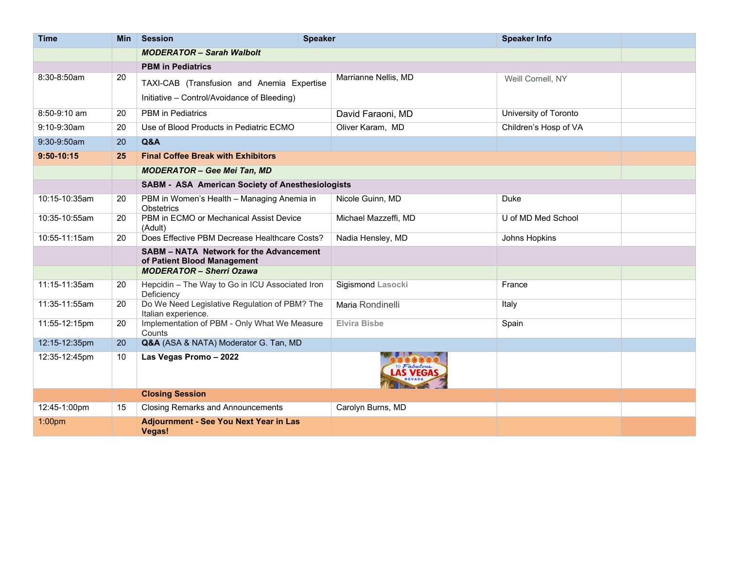| Time | Min | Session | Speaker | Speaker Info | |
|---|---|---|---|---|---|
| | | ***MODERATOR – Sarah Walbolt*** | | | |
| | | **PBM in Pediatrics** | | | |
| 8:30-8:50am | 20 | TAXI-CAB (Transfusion and Anemia Expertise Initiative – Control/Avoidance of Bleeding) | Marrianne Nellis, MD | Weill Cornell, NY | |
| 8:50-9:10 am | 20 | PBM in Pediatrics | David Faraoni, MD | University of Toronto | |
| 9:10-9:30am | 20 | Use of Blood Products in Pediatric ECMO | Oliver Karam, MD | Children's Hosp of VA | |
| 9:30-9:50am | 20 | **Q&A** | | | |
| **9:50-10:15** | **25** | **Final Coffee Break with Exhibitors** | | | |
| | | ***MODERATOR – Gee Mei Tan, MD*** | | | |
| | | **SABM - ASA American Society of Anesthesiologists** | | | |
| 10:15-10:35am | 20 | PBM in Women's Health – Managing Anemia in Obstetrics | Nicole Guinn, MD | Duke | |
| 10:35-10:55am | 20 | PBM in ECMO or Mechanical Assist Device (Adult) | Michael Mazzeffi, MD | U of MD Med School | |
| 10:55-11:15am | 20 | Does Effective PBM Decrease Healthcare Costs? | Nadia Hensley, MD | Johns Hopkins | |
| | | **SABM – NATA Network for the Advancement of Patient Blood Management** | | | |
| | | ***MODERATOR – Sherri Ozawa*** | | | |
| 11:15-11:35am | 20 | Hepcidin – The Way to Go in ICU Associated Iron Deficiency | Sigismond **Lasocki** | France | |
| 11:35-11:55am | 20 | Do We Need Legislative Regulation of PBM? The Italian experience. | Maria Rondinelli | Italy | |
| 11:55-12:15pm | 20 | Implementation of PBM - Only What We Measure Counts | **Elvira Bisbe** | Spain | |
| 12:15-12:35pm | 20 | **Q&A** (ASA & NATA) Moderator G. Tan, MD | | | |
| 12:35-12:45pm | 10 | **Las Vegas Promo – 2022** | | | |
| | | **Closing Session** | | | |
| 12:45-1:00pm | 15 | Closing Remarks and Announcements | Carolyn Burns, MD | | |
| 1:00pm | | **Adjournment - See You Next Year in Las Vegas!** | | | |